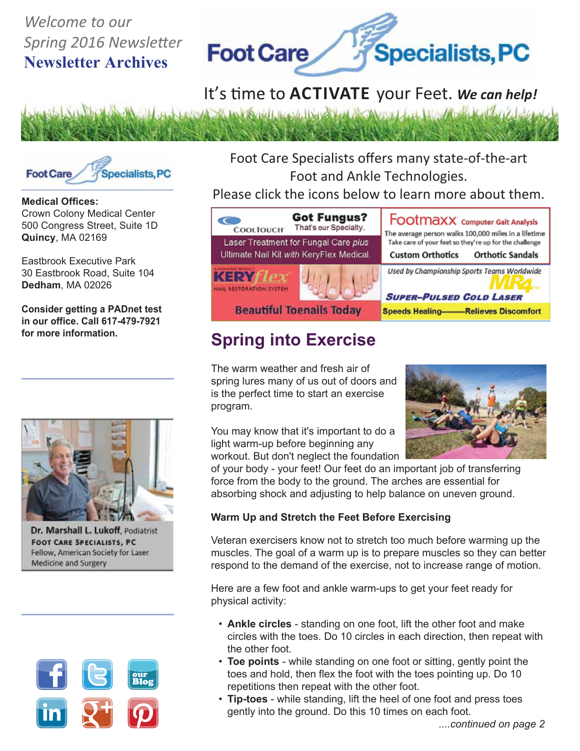*Welcome to our Spring 2016 Newsletter*

**Newsletter Archives**

# Foot Care Specialists, PC

It's time to **ACTIVATE** your Feet. ***We can help!***

Foot Care Specialists, PC

**Medical Offices:**
Crown Colony Medical Center
500 Congress Street, Suite 1D
**Quincy**, MA 02169

Eastbrook Executive Park
30 Eastbrook Road, Suite 104
**Dedham**, MA 02026

**Consider getting a PADnet test in our office. Call 617-479-7921 for more information.**

Dr. Marshall L. Lukoff, Podiatrist
FOOT CARE SPECIALISTS, PC
Fellow, American Society for Laser Medicine and Surgery

Foot Care Specialists offers many state-of-the-art Foot and Ankle Technologies.
Please click the icons below to learn more about them.

**Got Fungus?** That's our Specialty.
CoolTouch
Laser Treatment for Fungal Care *plus* Ultimate Nail Kit *with* KeryFlex Medical.

**Footmaxx** Computer Gait Analysis
The average person walks 100,000 miles in a lifetime
Take care of your feet so they're up for the challenge
**Custom Orthotics** **Orthotic Sandals**

KERYflex Nail Restoration System
**Beautiful Toenails Today**

*Used by Championship Sports Teams Worldwide*
MR4 **Super-Pulsed Cold Laser**
**Speeds Healing—Relieves Discomfort**

## Spring into Exercise

The warm weather and fresh air of spring lures many of us out of doors and is the perfect time to start an exercise program.

You may know that it's important to do a light warm-up before beginning any workout. But don't neglect the foundation of your body - your feet! Our feet do an important job of transferring force from the body to the ground. The arches are essential for absorbing shock and adjusting to help balance on uneven ground.

**Warm Up and Stretch the Feet Before Exercising**

Veteran exercisers know not to stretch too much before warming up the muscles. The goal of a warm up is to prepare muscles so they can better respond to the demand of the exercise, not to increase range of motion.

Here are a few foot and ankle warm-ups to get your feet ready for physical activity:

- **Ankle circles** - standing on one foot, lift the other foot and make circles with the toes. Do 10 circles in each direction, then repeat with the other foot.
- **Toe points** - while standing on one foot or sitting, gently point the toes and hold, then flex the foot with the toes pointing up. Do 10 repetitions then repeat with the other foot.
- **Tip-toes** - while standing, lift the heel of one foot and press toes gently into the ground. Do this 10 times on each foot.

*....continued on page 2*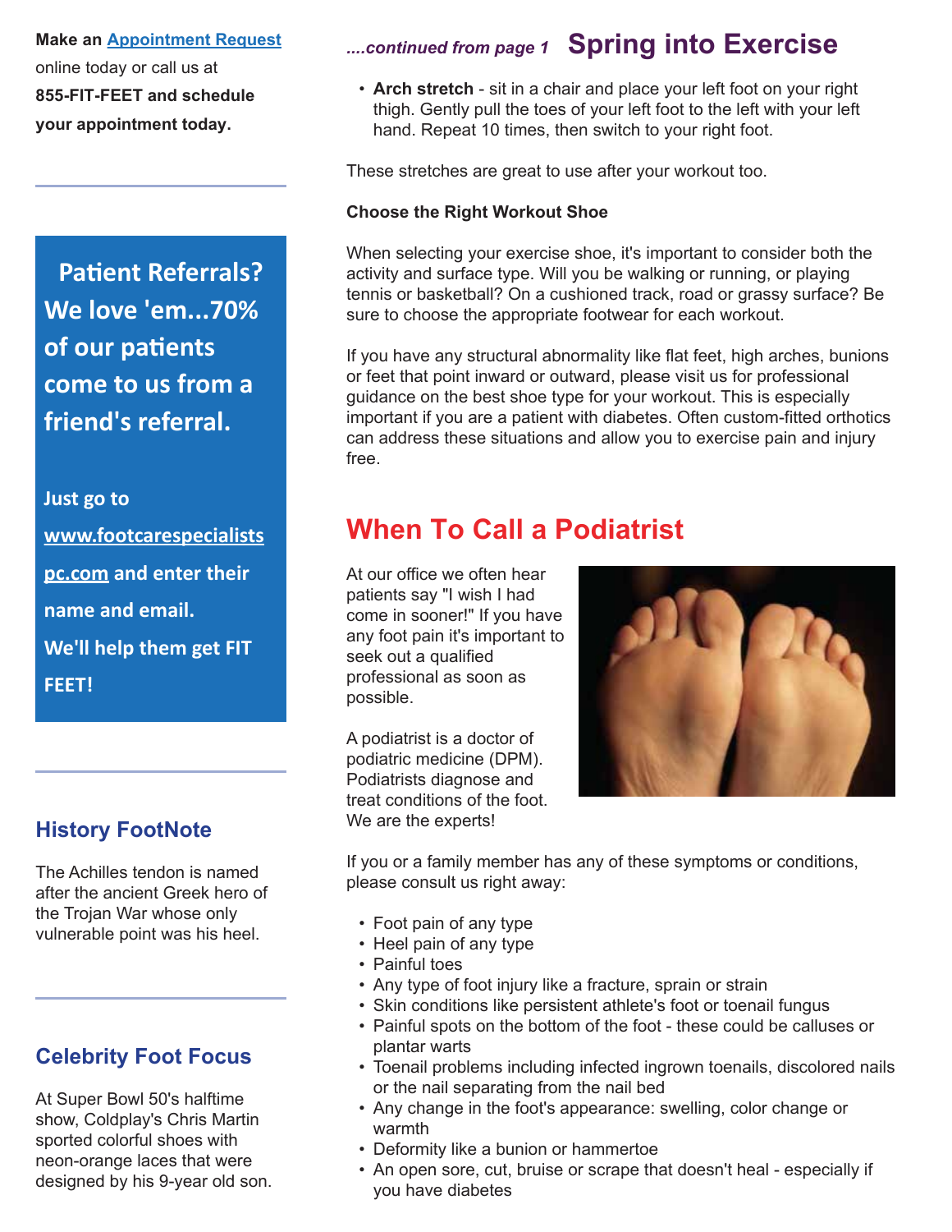Make an [Appointment Request](#) online today or call us at **855-FIT-FEET and schedule your appointment today.**

---

**Patient Referrals? We love 'em...70% of our patients come to us from a friend's referral.**

**Just go to [www.footcarespecialistspc.com](#) and enter their name and email. We'll help them get FIT FEET!**

---

### History FootNote

The Achilles tendon is named after the ancient Greek hero of the Trojan War whose only vulnerable point was his heel.

---

### Celebrity Foot Focus

At Super Bowl 50's halftime show, Coldplay's Chris Martin sported colorful shoes with neon-orange laces that were designed by his 9-year old son.

## *....continued from page 1* Spring into Exercise

- **Arch stretch** - sit in a chair and place your left foot on your right thigh. Gently pull the toes of your left foot to the left with your left hand. Repeat 10 times, then switch to your right foot.

These stretches are great to use after your workout too.

**Choose the Right Workout Shoe**

When selecting your exercise shoe, it's important to consider both the activity and surface type. Will you be walking or running, or playing tennis or basketball? On a cushioned track, road or grassy surface? Be sure to choose the appropriate footwear for each workout.

If you have any structural abnormality like flat feet, high arches, bunions or feet that point inward or outward, please visit us for professional guidance on the best shoe type for your workout. This is especially important if you are a patient with diabetes. Often custom-fitted orthotics can address these situations and allow you to exercise pain and injury free.

## When To Call a Podiatrist

At our office we often hear patients say "I wish I had come in sooner!" If you have any foot pain it's important to seek out a qualified professional as soon as possible.

A podiatrist is a doctor of podiatric medicine (DPM). Podiatrists diagnose and treat conditions of the foot. We are the experts!

If you or a family member has any of these symptoms or conditions, please consult us right away:

- Foot pain of any type
- Heel pain of any type
- Painful toes
- Any type of foot injury like a fracture, sprain or strain
- Skin conditions like persistent athlete's foot or toenail fungus
- Painful spots on the bottom of the foot - these could be calluses or plantar warts
- Toenail problems including infected ingrown toenails, discolored nails or the nail separating from the nail bed
- Any change in the foot's appearance: swelling, color change or warmth
- Deformity like a bunion or hammertoe
- An open sore, cut, bruise or scrape that doesn't heal - especially if you have diabetes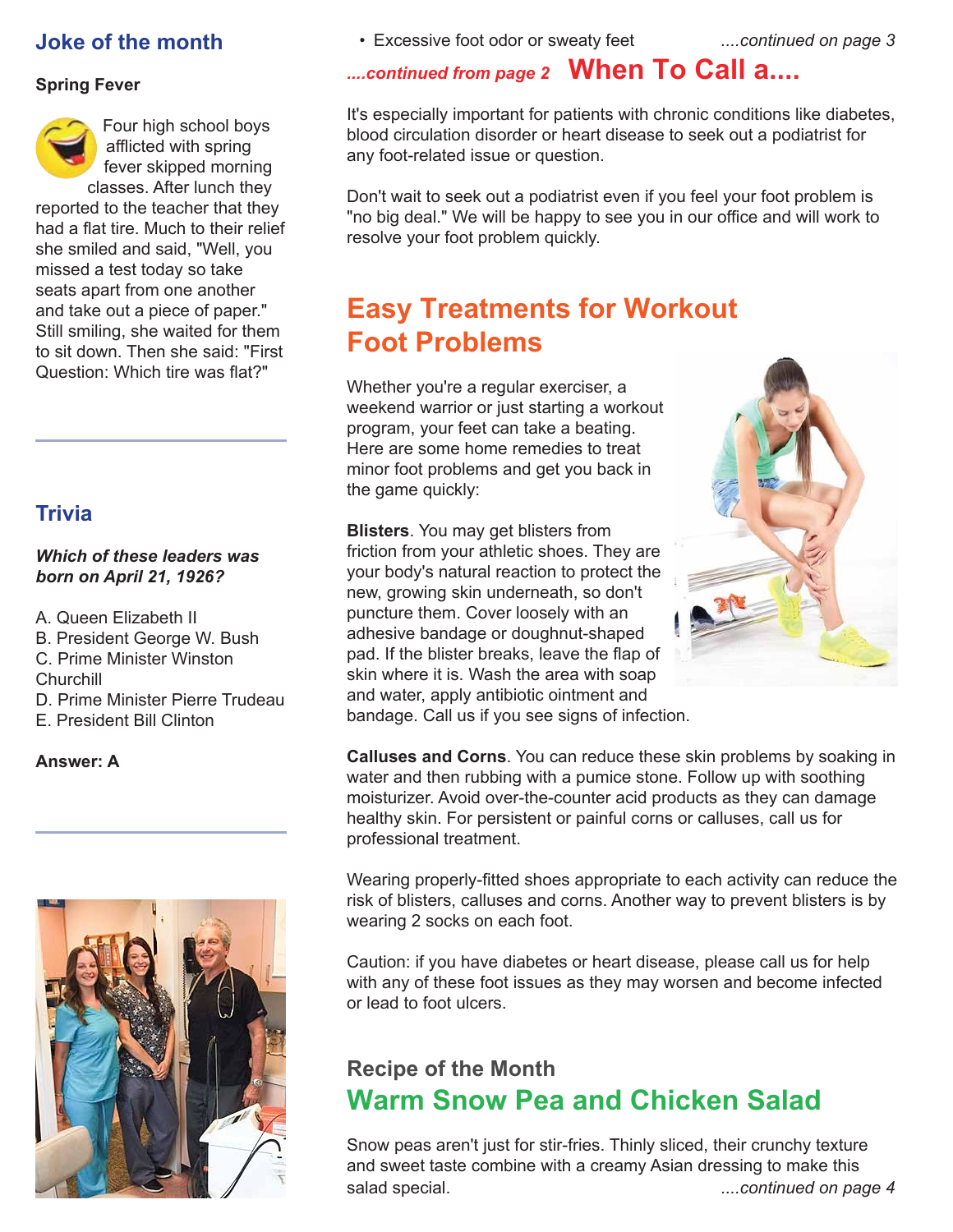## Joke of the month

**Spring Fever**

Four high school boys afflicted with spring fever skipped morning classes. After lunch they reported to the teacher that they had a flat tire. Much to their relief she smiled and said, "Well, you missed a test today so take seats apart from one another and take out a piece of paper." Still smiling, she waited for them to sit down. Then she said: "First Question: Which tire was flat?"

## Trivia

***Which of these leaders was born on April 21, 1926?***

A. Queen Elizabeth II
B. President George W. Bush
C. Prime Minister Winston Churchill
D. Prime Minister Pierre Trudeau
E. President Bill Clinton

**Answer: A**

- Excessive foot odor or sweaty feet

*....continued on page 3*

*....continued from page 2*

## When To Call a....

It's especially important for patients with chronic conditions like diabetes, blood circulation disorder or heart disease to seek out a podiatrist for any foot-related issue or question.

Don't wait to seek out a podiatrist even if you feel your foot problem is "no big deal." We will be happy to see you in our office and will work to resolve your foot problem quickly.

## Easy Treatments for Workout Foot Problems

Whether you're a regular exerciser, a weekend warrior or just starting a workout program, your feet can take a beating. Here are some home remedies to treat minor foot problems and get you back in the game quickly:

**Blisters**. You may get blisters from friction from your athletic shoes. They are your body's natural reaction to protect the new, growing skin underneath, so don't puncture them. Cover loosely with an adhesive bandage or doughnut-shaped pad. If the blister breaks, leave the flap of skin where it is. Wash the area with soap and water, apply antibiotic ointment and bandage. Call us if you see signs of infection.

**Calluses and Corns**. You can reduce these skin problems by soaking in water and then rubbing with a pumice stone. Follow up with soothing moisturizer. Avoid over-the-counter acid products as they can damage healthy skin. For persistent or painful corns or calluses, call us for professional treatment.

Wearing properly-fitted shoes appropriate to each activity can reduce the risk of blisters, calluses and corns. Another way to prevent blisters is by wearing 2 socks on each foot.

Caution: if you have diabetes or heart disease, please call us for help with any of these foot issues as they may worsen and become infected or lead to foot ulcers.

### Recipe of the Month

## Warm Snow Pea and Chicken Salad

Snow peas aren't just for stir-fries. Thinly sliced, their crunchy texture and sweet taste combine with a creamy Asian dressing to make this salad special.

*....continued on page 4*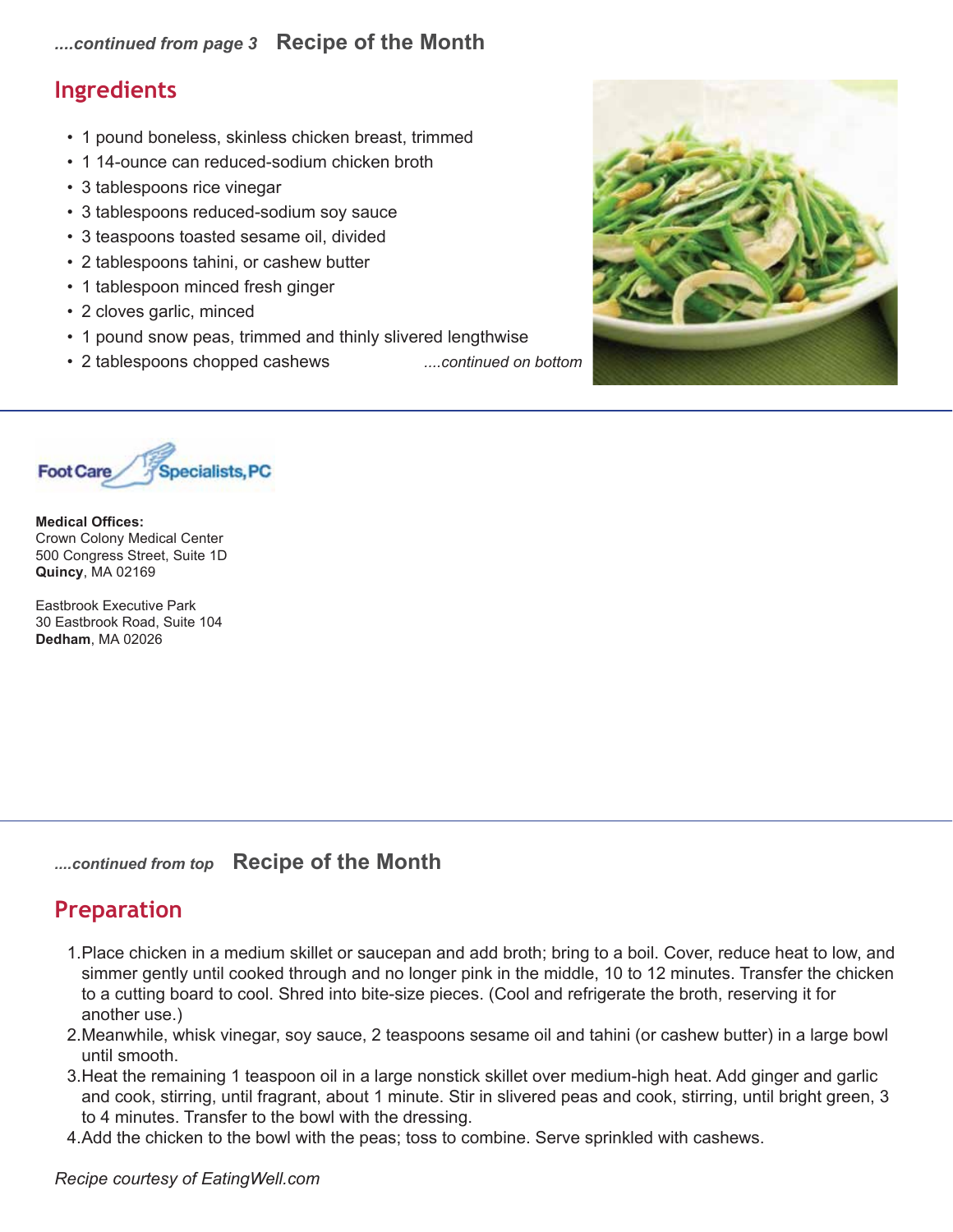*....continued from page 3* **Recipe of the Month**

## Ingredients

- 1 pound boneless, skinless chicken breast, trimmed
- 1 14-ounce can reduced-sodium chicken broth
- 3 tablespoons rice vinegar
- 3 tablespoons reduced-sodium soy sauce
- 3 teaspoons toasted sesame oil, divided
- 2 tablespoons tahini, or cashew butter
- 1 tablespoon minced fresh ginger
- 2 cloves garlic, minced
- 1 pound snow peas, trimmed and thinly slivered lengthwise
- 2 tablespoons chopped cashews

*....continued on bottom*

Foot Care Specialists, PC

**Medical Offices:**
Crown Colony Medical Center
500 Congress Street, Suite 1D
**Quincy**, MA 02169

Eastbrook Executive Park
30 Eastbrook Road, Suite 104
**Dedham**, MA 02026

*....continued from top* **Recipe of the Month**

## Preparation

1. Place chicken in a medium skillet or saucepan and add broth; bring to a boil. Cover, reduce heat to low, and simmer gently until cooked through and no longer pink in the middle, 10 to 12 minutes. Transfer the chicken to a cutting board to cool. Shred into bite-size pieces. (Cool and refrigerate the broth, reserving it for another use.)
2. Meanwhile, whisk vinegar, soy sauce, 2 teaspoons sesame oil and tahini (or cashew butter) in a large bowl until smooth.
3. Heat the remaining 1 teaspoon oil in a large nonstick skillet over medium-high heat. Add ginger and garlic and cook, stirring, until fragrant, about 1 minute. Stir in slivered peas and cook, stirring, until bright green, 3 to 4 minutes. Transfer to the bowl with the dressing.
4. Add the chicken to the bowl with the peas; toss to combine. Serve sprinkled with cashews.

*Recipe courtesy of EatingWell.com*